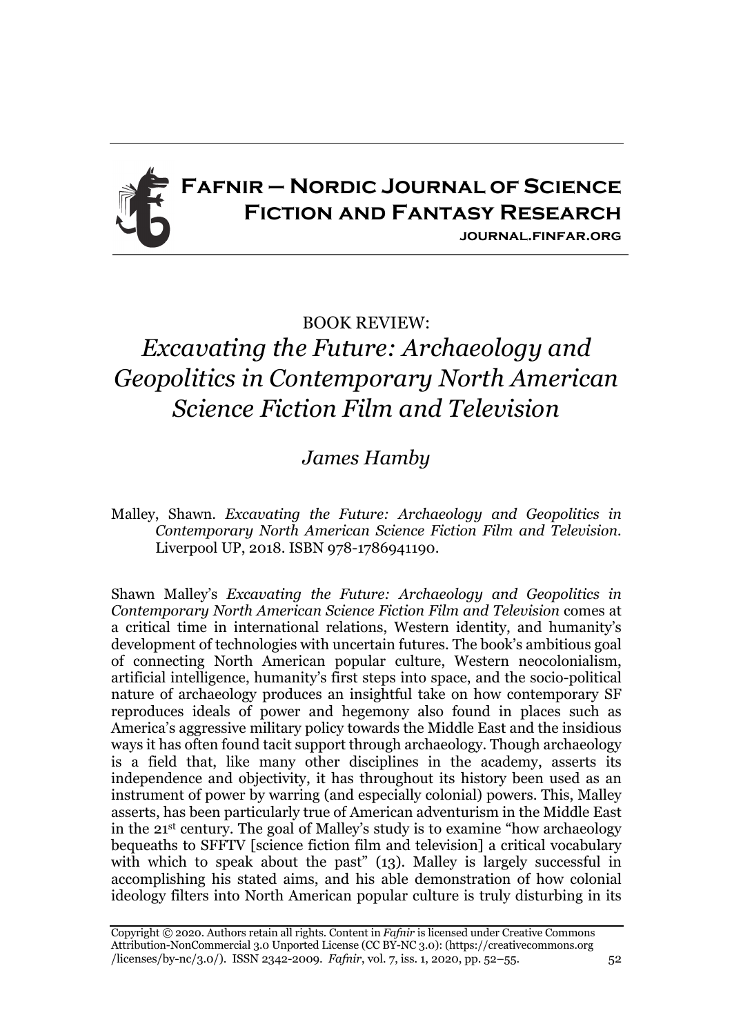# Fafnir – Nordic Journal of Science Fiction and Fantasy Research

journal.finfar.org

BOOK REVIEW:

## *Excavating the Future: Archaeology and Geopolitics in Contemporary North American Science Fiction Film and Television*

*James Hamby*

Malley, Shawn. *Excavating the Future: Archaeology and Geopolitics in Contemporary North American Science Fiction Film and Television*. Liverpool UP, 2018. ISBN 978-1786941190.

Shawn Malley's *Excavating the Future: Archaeology and Geopolitics in Contemporary North American Science Fiction Film and Television* comes at a critical time in international relations, Western identity, and humanity's development of technologies with uncertain futures. The book's ambitious goal of connecting North American popular culture, Western neocolonialism, artificial intelligence, humanity's first steps into space, and the socio-political nature of archaeology produces an insightful take on how contemporary SF reproduces ideals of power and hegemony also found in places such as America's aggressive military policy towards the Middle East and the insidious ways it has often found tacit support through archaeology. Though archaeology is a field that, like many other disciplines in the academy, asserts its independence and objectivity, it has throughout its history been used as an instrument of power by warring (and especially colonial) powers. This, Malley asserts, has been particularly true of American adventurism in the Middle East in the 21st century. The goal of Malley's study is to examine "how archaeology bequeaths to SFFTV [science fiction film and television] a critical vocabulary with which to speak about the past" (13). Malley is largely successful in accomplishing his stated aims, and his able demonstration of how colonial ideology filters into North American popular culture is truly disturbing in its

Copyright © 2020. Authors retain all rights. Content in *Fafnir* is licensed under Creative Commons Attribution-NonCommercial 3.0 Unported License (CC BY-NC 3.0): (https://creativecommons.org/licenses/by-nc/3.0/). ISSN 2342-2009.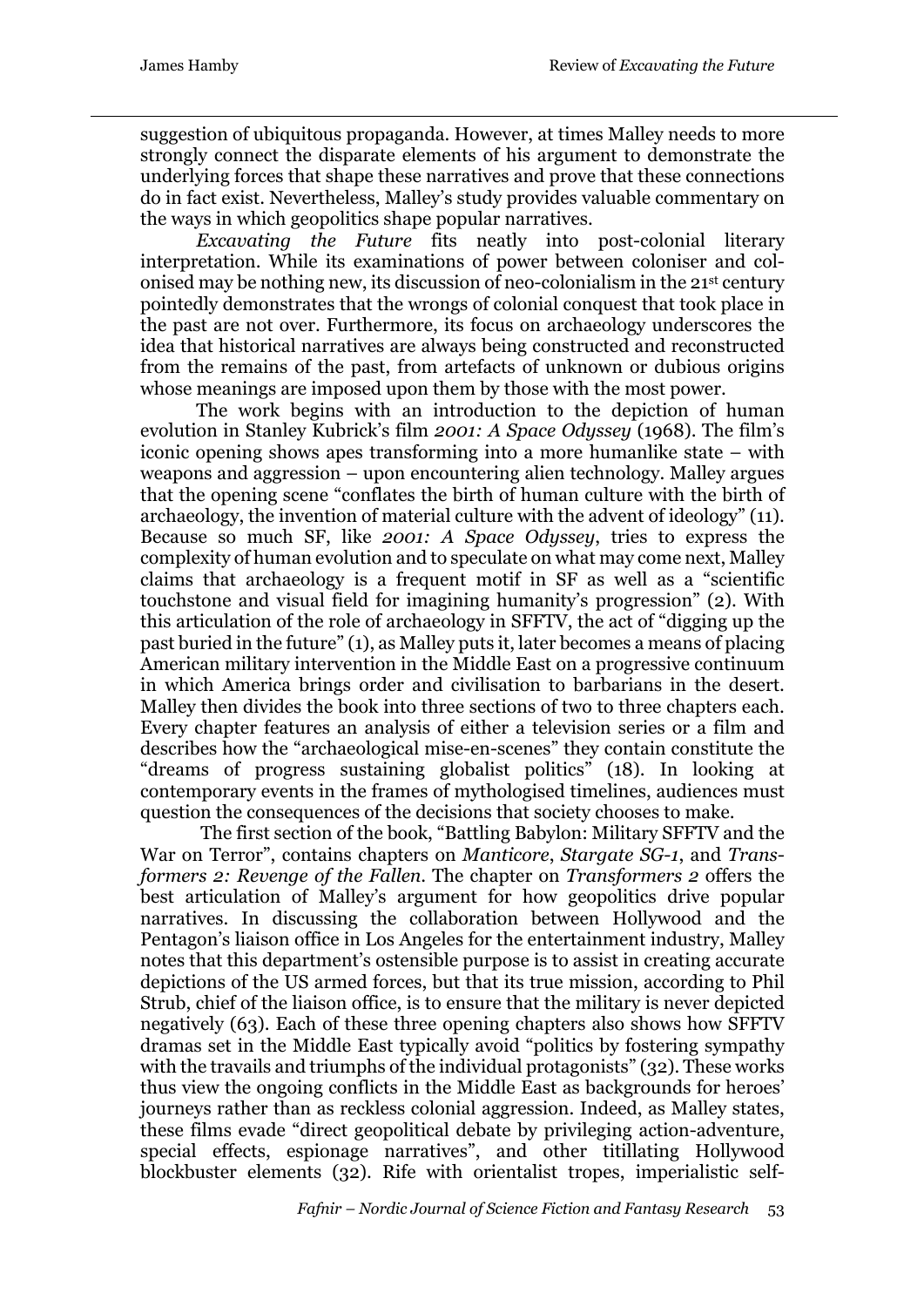suggestion of ubiquitous propaganda. However, at times Malley needs to more strongly connect the disparate elements of his argument to demonstrate the underlying forces that shape these narratives and prove that these connections do in fact exist. Nevertheless, Malley's study provides valuable commentary on the ways in which geopolitics shape popular narratives.

*Excavating the Future* fits neatly into post-colonial literary interpretation. While its examinations of power between coloniser and colonised may be nothing new, its discussion of neo-colonialism in the 21st century pointedly demonstrates that the wrongs of colonial conquest that took place in the past are not over. Furthermore, its focus on archaeology underscores the idea that historical narratives are always being constructed and reconstructed from the remains of the past, from artefacts of unknown or dubious origins whose meanings are imposed upon them by those with the most power.

The work begins with an introduction to the depiction of human evolution in Stanley Kubrick's film *2001: A Space Odyssey* (1968). The film's iconic opening shows apes transforming into a more humanlike state – with weapons and aggression – upon encountering alien technology. Malley argues that the opening scene "conflates the birth of human culture with the birth of archaeology, the invention of material culture with the advent of ideology" (11). Because so much SF, like *2001: A Space Odyssey*, tries to express the complexity of human evolution and to speculate on what may come next, Malley claims that archaeology is a frequent motif in SF as well as a "scientific touchstone and visual field for imagining humanity's progression" (2). With this articulation of the role of archaeology in SFFTV, the act of "digging up the past buried in the future" (1), as Malley puts it, later becomes a means of placing American military intervention in the Middle East on a progressive continuum in which America brings order and civilisation to barbarians in the desert. Malley then divides the book into three sections of two to three chapters each. Every chapter features an analysis of either a television series or a film and describes how the "archaeological mise-en-scenes" they contain constitute the "dreams of progress sustaining globalist politics" (18). In looking at contemporary events in the frames of mythologised timelines, audiences must question the consequences of the decisions that society chooses to make.

The first section of the book, "Battling Babylon: Military SFFTV and the War on Terror", contains chapters on *Manticore*, *Stargate SG-1*, and *Transformers 2: Revenge of the Fallen*. The chapter on *Transformers 2* offers the best articulation of Malley's argument for how geopolitics drive popular narratives. In discussing the collaboration between Hollywood and the Pentagon's liaison office in Los Angeles for the entertainment industry, Malley notes that this department's ostensible purpose is to assist in creating accurate depictions of the US armed forces, but that its true mission, according to Phil Strub, chief of the liaison office, is to ensure that the military is never depicted negatively (63). Each of these three opening chapters also shows how SFFTV dramas set in the Middle East typically avoid "politics by fostering sympathy with the travails and triumphs of the individual protagonists" (32). These works thus view the ongoing conflicts in the Middle East as backgrounds for heroes' journeys rather than as reckless colonial aggression. Indeed, as Malley states, these films evade "direct geopolitical debate by privileging action-adventure, special effects, espionage narratives", and other titillating Hollywood blockbuster elements (32). Rife with orientalist tropes, imperialistic self-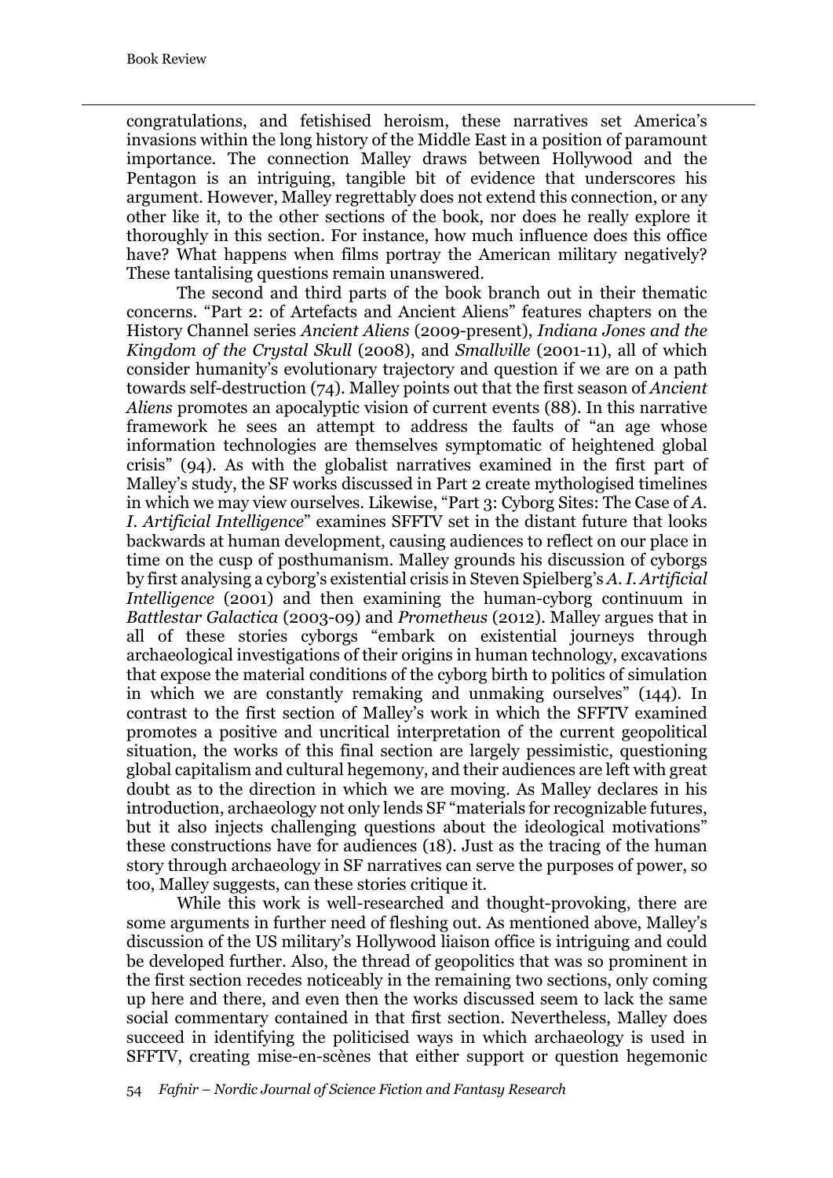congratulations, and fetishised heroism, these narratives set America's invasions within the long history of the Middle East in a position of paramount importance. The connection Malley draws between Hollywood and the Pentagon is an intriguing, tangible bit of evidence that underscores his argument. However, Malley regrettably does not extend this connection, or any other like it, to the other sections of the book, nor does he really explore it thoroughly in this section. For instance, how much influence does this office have? What happens when films portray the American military negatively? These tantalising questions remain unanswered.

The second and third parts of the book branch out in their thematic concerns. "Part 2: of Artefacts and Ancient Aliens" features chapters on the History Channel series *Ancient Aliens* (2009-present), *Indiana Jones and the Kingdom of the Crystal Skull* (2008), and *Smallville* (2001-11), all of which consider humanity's evolutionary trajectory and question if we are on a path towards self-destruction (74). Malley points out that the first season of *Ancient Aliens* promotes an apocalyptic vision of current events (88). In this narrative framework he sees an attempt to address the faults of "an age whose information technologies are themselves symptomatic of heightened global crisis" (94). As with the globalist narratives examined in the first part of Malley's study, the SF works discussed in Part 2 create mythologised timelines in which we may view ourselves. Likewise, "Part 3: Cyborg Sites: The Case of *A. I. Artificial Intelligence*" examines SFFTV set in the distant future that looks backwards at human development, causing audiences to reflect on our place in time on the cusp of posthumanism. Malley grounds his discussion of cyborgs by first analysing a cyborg's existential crisis in Steven Spielberg's *A. I. Artificial Intelligence* (2001) and then examining the human-cyborg continuum in *Battlestar Galactica* (2003-09) and *Prometheus* (2012). Malley argues that in all of these stories cyborgs "embark on existential journeys through archaeological investigations of their origins in human technology, excavations that expose the material conditions of the cyborg birth to politics of simulation in which we are constantly remaking and unmaking ourselves" (144). In contrast to the first section of Malley's work in which the SFFTV examined promotes a positive and uncritical interpretation of the current geopolitical situation, the works of this final section are largely pessimistic, questioning global capitalism and cultural hegemony, and their audiences are left with great doubt as to the direction in which we are moving. As Malley declares in his introduction, archaeology not only lends SF "materials for recognizable futures, but it also injects challenging questions about the ideological motivations" these constructions have for audiences (18). Just as the tracing of the human story through archaeology in SF narratives can serve the purposes of power, so too, Malley suggests, can these stories critique it.

While this work is well-researched and thought-provoking, there are some arguments in further need of fleshing out. As mentioned above, Malley's discussion of the US military's Hollywood liaison office is intriguing and could be developed further. Also, the thread of geopolitics that was so prominent in the first section recedes noticeably in the remaining two sections, only coming up here and there, and even then the works discussed seem to lack the same social commentary contained in that first section. Nevertheless, Malley does succeed in identifying the politicised ways in which archaeology is used in SFFTV, creating mise-en-scènes that either support or question hegemonic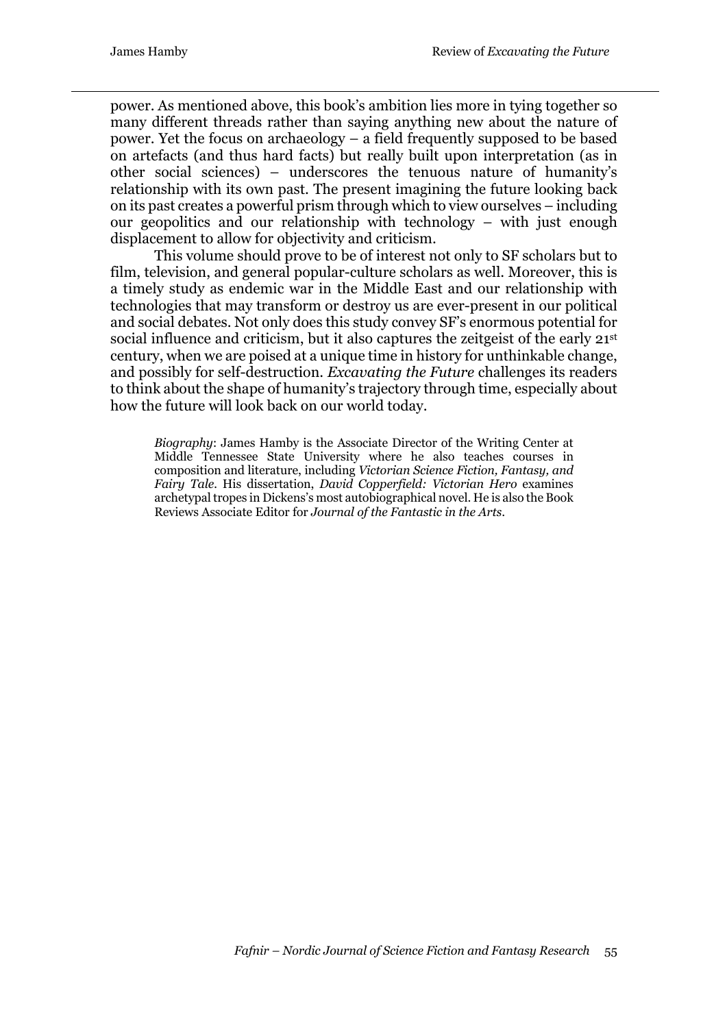power. As mentioned above, this book's ambition lies more in tying together so many different threads rather than saying anything new about the nature of power. Yet the focus on archaeology – a field frequently supposed to be based on artefacts (and thus hard facts) but really built upon interpretation (as in other social sciences) – underscores the tenuous nature of humanity's relationship with its own past. The present imagining the future looking back on its past creates a powerful prism through which to view ourselves – including our geopolitics and our relationship with technology – with just enough displacement to allow for objectivity and criticism.

This volume should prove to be of interest not only to SF scholars but to film, television, and general popular-culture scholars as well. Moreover, this is a timely study as endemic war in the Middle East and our relationship with technologies that may transform or destroy us are ever-present in our political and social debates. Not only does this study convey SF's enormous potential for social influence and criticism, but it also captures the zeitgeist of the early 21st century, when we are poised at a unique time in history for unthinkable change, and possibly for self-destruction. *Excavating the Future* challenges its readers to think about the shape of humanity's trajectory through time, especially about how the future will look back on our world today.

*Biography*: James Hamby is the Associate Director of the Writing Center at Middle Tennessee State University where he also teaches courses in composition and literature, including *Victorian Science Fiction, Fantasy, and Fairy Tale*. His dissertation, *David Copperfield: Victorian Hero* examines archetypal tropes in Dickens's most autobiographical novel. He is also the Book Reviews Associate Editor for *Journal of the Fantastic in the Arts*.